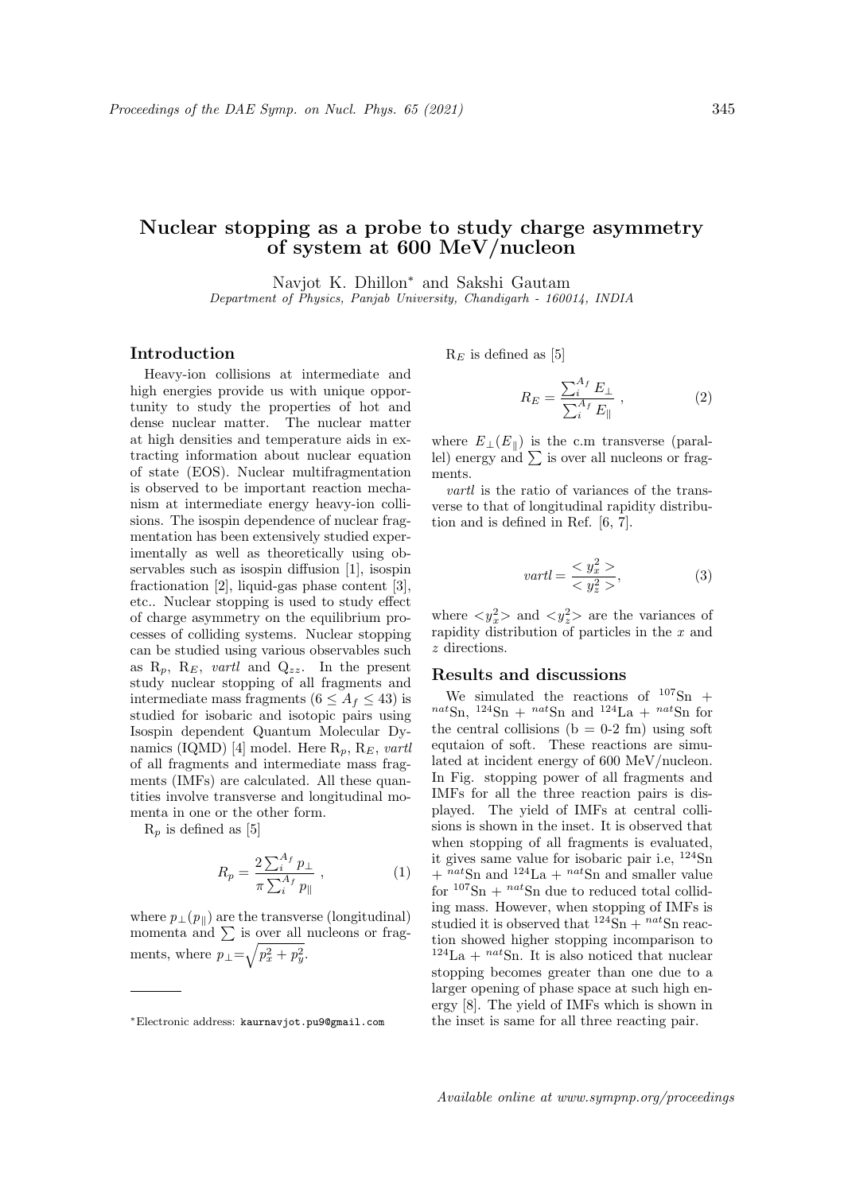# Nuclear stopping as a probe to study charge asymmetry of system at 600 MeV/nucleon

Navjot K. Dhillon* and Sakshi Gautam

*Department of Physics, Panjab University, Chandigarh - 160014, INDIA*

## Introduction

Heavy-ion collisions at intermediate and high energies provide us with unique opportunity to study the properties of hot and dense nuclear matter. The nuclear matter at high densities and temperature aids in extracting information about nuclear equation of state (EOS). Nuclear multifragmentation is observed to be important reaction mechanism at intermediate energy heavy-ion collisions. The isospin dependence of nuclear fragmentation has been extensively studied experimentally as well as theoretically using observables such as isospin diffusion [1], isospin fractionation [2], liquid-gas phase content [3], etc.. Nuclear stopping is used to study effect of charge asymmetry on the equilibrium processes of colliding systems. Nuclear stopping can be studied using various observables such as $R_p$, $R_E$, *vartl* and $Q_{zz}$. In the present study nuclear stopping of all fragments and intermediate mass fragments ($6 \leq A_f \leq 43$) is studied for isobaric and isotopic pairs using Isospin dependent Quantum Molecular Dynamics (IQMD) [4] model. Here $R_p$, $R_E$, *vartl* of all fragments and intermediate mass fragments (IMFs) are calculated. All these quantities involve transverse and longitudinal momenta in one or the other form.

$R_p$ is defined as [5]

$$R_p = \frac{2 \sum_i^{A_f} p_\perp}{\pi \sum_i^{A_f} p_\parallel}, \tag{1}$$

where $p_\perp (p_\parallel)$ are the transverse (longitudinal) momenta and $\sum$ is over all nucleons or fragments, where $p_\perp = \sqrt{p_x^2 + p_y^2}$.

$R_E$ is defined as [5]

$$R_E = \frac{\sum_i^{A_f} E_\perp}{\sum_i^{A_f} E_\parallel}, \tag{2}$$

where $E_\perp (E_\parallel)$ is the c.m transverse (parallel) energy and $\sum$ is over all nucleons or fragments.

*vartl* is the ratio of variances of the transverse to that of longitudinal rapidity distribution and is defined in Ref. [6, 7].

$$vartl = \frac{< y_x^2 >}{< y_z^2 >}, \tag{3}$$

where $<y_x^2>$ and $<y_z^2>$ are the variances of rapidity distribution of particles in the $x$ and $z$ directions.

## Results and discussions

We simulated the reactions of $^{107}$Sn + $^{nat}$Sn, $^{124}$Sn + $^{nat}$Sn and $^{124}$La + $^{nat}$Sn for the central collisions (b = 0-2 fm) using soft equtaion of soft. These reactions are simulated at incident energy of 600 MeV/nucleon. In Fig. stopping power of all fragments and IMFs for all the three reaction pairs is displayed. The yield of IMFs at central collisions is shown in the inset. It is observed that when stopping of all fragments is evaluated, it gives same value for isobaric pair i.e, $^{124}$Sn + $^{nat}$Sn and $^{124}$La + $^{nat}$Sn and smaller value for $^{107}$Sn + $^{nat}$Sn due to reduced total colliding mass. However, when stopping of IMFs is studied it is observed that $^{124}$Sn + $^{nat}$Sn reaction showed higher stopping incomparison to $^{124}$La + $^{nat}$Sn. It is also noticed that nuclear stopping becomes greater than one due to a larger opening of phase space at such high energy [8]. The yield of IMFs which is shown in the inset is same for all three reacting pair.

---

*Electronic address: kaurnavjot.pu9@gmail.com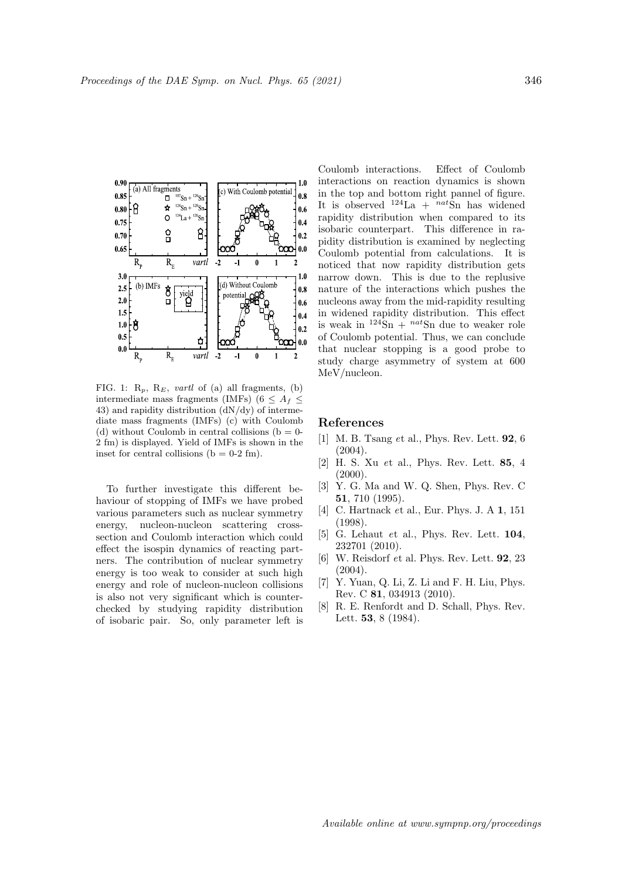(a) All fragments
$^{107}$Sn + $^{120}$Sn
$^{124}$Sn + $^{120}$Sn
$^{124}$La + $^{120}$Sn
0.90
0.85
0.80
0.75
0.70
0.65
$R_P$ $R_E$ *vartl*

(c) With Coulomb potential
1.0
0.8
0.6
0.4
0.2
0.0
-2 -1 0 1 2

(b) IMFs
yield
3.0
2.5
2.0
1.5
1.0
0.5
0.0
$R_P$ $R_E$ *vartl*

(d) Without Coulomb potential
1.0
0.8
0.6
0.4
0.2
0.0
-2 -1 0 1 2

FIG. 1: $R_p$, $R_E$, *vartl* of (a) all fragments, (b) intermediate mass fragments (IMFs) ($6 \leq A_f \leq 43$) and rapidity distribution (dN/dy) of intermediate mass fragments (IMFs) (c) with Coulomb (d) without Coulomb in central collisions (b = 0-2 fm) is displayed. Yield of IMFs is shown in the inset for central collisions (b = 0-2 fm).

To further investigate this different behaviour of stopping of IMFs we have probed various parameters such as nuclear symmetry energy, nucleon-nucleon scattering cross-section and Coulomb interaction which could effect the isospin dynamics of reacting partners. The contribution of nuclear symmetry energy is too weak to consider at such high energy and role of nucleon-nucleon collisions is also not very significant which is counter-checked by studying rapidity distribution of isobaric pair. So, only parameter left is Coulomb interactions. Effect of Coulomb interactions on reaction dynamics is shown in the top and bottom right pannel of figure. It is observed $^{124}$La + $^{nat}$Sn has widened rapidity distribution when compared to its isobaric counterpart. This difference in rapidity distribution is examined by neglecting Coulomb potential from calculations. It is noticed that now rapidity distribution gets narrow down. This is due to the replusive nature of the interactions which pushes the nucleons away from the mid-rapidity resulting in widened rapidity distribution. This effect is weak in $^{124}$Sn + $^{nat}$Sn due to weaker role of Coulomb potential. Thus, we can conclude that nuclear stopping is a good probe to study charge asymmetry of system at 600 MeV/nucleon.

## References

[1] M. B. Tsang *e*t al., Phys. Rev. Lett. **92**, 6 (2004).

[2] H. S. Xu *e*t al., Phys. Rev. Lett. **85**, 4 (2000).

[3] Y. G. Ma and W. Q. Shen, Phys. Rev. C **51**, 710 (1995).

[4] C. Hartnack *e*t al., Eur. Phys. J. A **1**, 151 (1998).

[5] G. Lehaut *e*t al., Phys. Rev. Lett. **104**, 232701 (2010).

[6] W. Reisdorf *e*t al. Phys. Rev. Lett. **92**, 23 (2004).

[7] Y. Yuan, Q. Li, Z. Li and F. H. Liu, Phys. Rev. C **81**, 034913 (2010).

[8] R. E. Renfordt and D. Schall, Phys. Rev. Lett. **53**, 8 (1984).